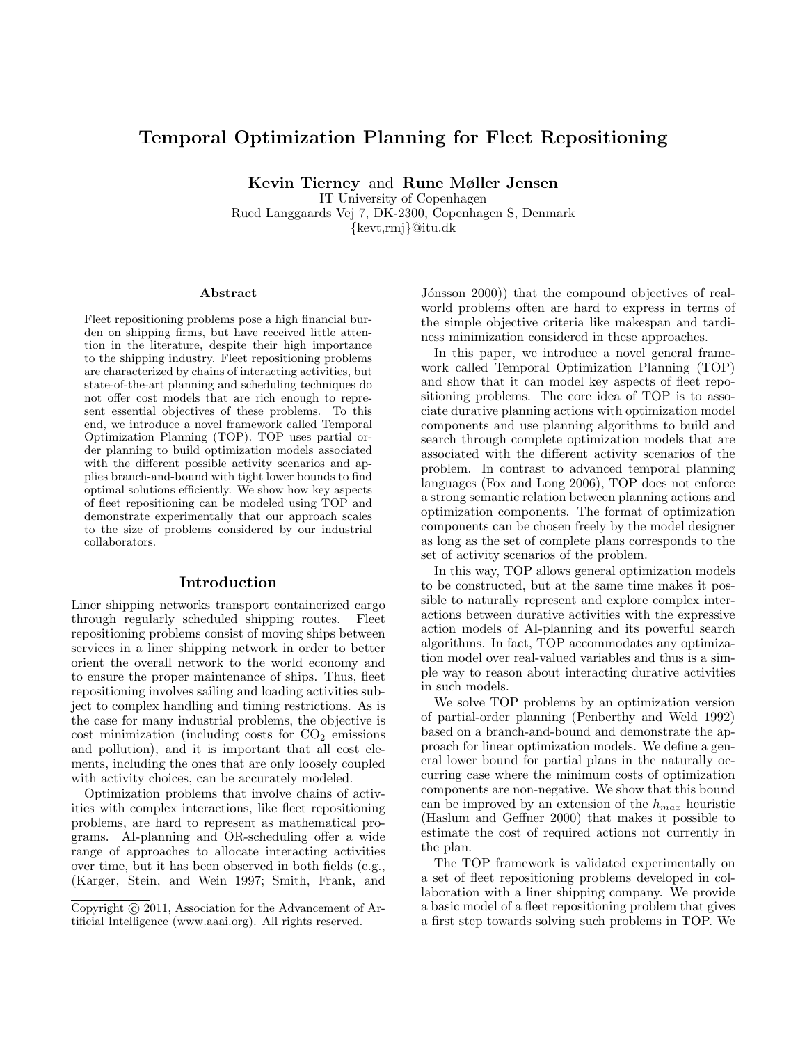# Temporal Optimization Planning for Fleet Repositioning

**Kevin Tierney** and **Rune Møller Jensen**
IT University of Copenhagen
Rued Langgaards Vej 7, DK-2300, Copenhagen S, Denmark
{kevt,rmj}@itu.dk

## Abstract

Fleet repositioning problems pose a high financial burden on shipping firms, but have received little attention in the literature, despite their high importance to the shipping industry. Fleet repositioning problems are characterized by chains of interacting activities, but state-of-the-art planning and scheduling techniques do not offer cost models that are rich enough to represent essential objectives of these problems. To this end, we introduce a novel framework called Temporal Optimization Planning (TOP). TOP uses partial order planning to build optimization models associated with the different possible activity scenarios and applies branch-and-bound with tight lower bounds to find optimal solutions efficiently. We show how key aspects of fleet repositioning can be modeled using TOP and demonstrate experimentally that our approach scales to the size of problems considered by our industrial collaborators.

## Introduction

Liner shipping networks transport containerized cargo through regularly scheduled shipping routes. Fleet repositioning problems consist of moving ships between services in a liner shipping network in order to better orient the overall network to the world economy and to ensure the proper maintenance of ships. Thus, fleet repositioning involves sailing and loading activities subject to complex handling and timing restrictions. As is the case for many industrial problems, the objective is cost minimization (including costs for $CO_2$ emissions and pollution), and it is important that all cost elements, including the ones that are only loosely coupled with activity choices, can be accurately modeled.

Optimization problems that involve chains of activities with complex interactions, like fleet repositioning problems, are hard to represent as mathematical programs. AI-planning and OR-scheduling offer a wide range of approaches to allocate interacting activities over time, but it has been observed in both fields (e.g., (Karger, Stein, and Wein 1997; Smith, Frank, and Jónsson 2000)) that the compound objectives of real-world problems often are hard to express in terms of the simple objective criteria like makespan and tardiness minimization considered in these approaches.

In this paper, we introduce a novel general framework called Temporal Optimization Planning (TOP) and show that it can model key aspects of fleet repositioning problems. The core idea of TOP is to associate durative planning actions with optimization model components and use planning algorithms to build and search through complete optimization models that are associated with the different activity scenarios of the problem. In contrast to advanced temporal planning languages (Fox and Long 2006), TOP does not enforce a strong semantic relation between planning actions and optimization components. The format of optimization components can be chosen freely by the model designer as long as the set of complete plans corresponds to the set of activity scenarios of the problem.

In this way, TOP allows general optimization models to be constructed, but at the same time makes it possible to naturally represent and explore complex interactions between durative activities with the expressive action models of AI-planning and its powerful search algorithms. In fact, TOP accommodates any optimization model over real-valued variables and thus is a simple way to reason about interacting durative activities in such models.

We solve TOP problems by an optimization version of partial-order planning (Penberthy and Weld 1992) based on a branch-and-bound and demonstrate the approach for linear optimization models. We define a general lower bound for partial plans in the naturally occurring case where the minimum costs of optimization components are non-negative. We show that this bound can be improved by an extension of the $h_{max}$ heuristic (Haslum and Geffner 2000) that makes it possible to estimate the cost of required actions not currently in the plan.

The TOP framework is validated experimentally on a set of fleet repositioning problems developed in collaboration with a liner shipping company. We provide a basic model of a fleet repositioning problem that gives a first step towards solving such problems in TOP. We

Copyright © 2011, Association for the Advancement of Artificial Intelligence (www.aaai.org). All rights reserved.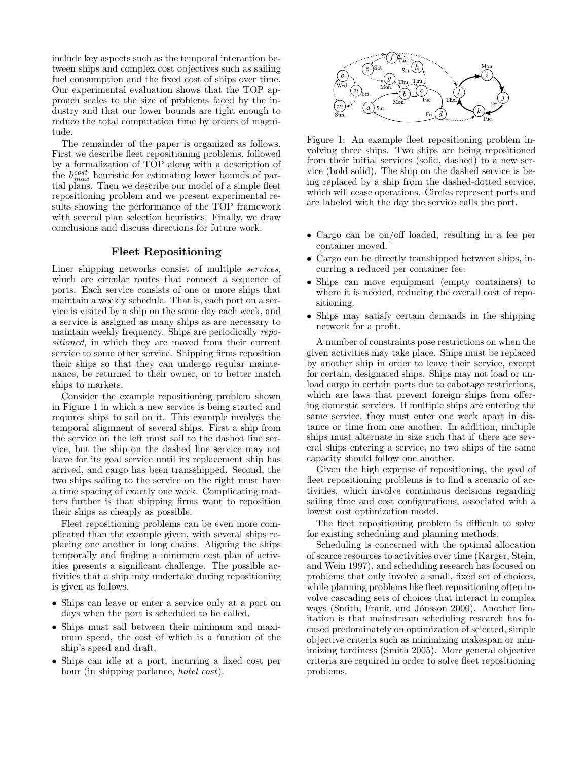include key aspects such as the temporal interaction between ships and complex cost objectives such as sailing fuel consumption and the fixed cost of ships over time. Our experimental evaluation shows that the TOP approach scales to the size of problems faced by the industry and that our lower bounds are tight enough to reduce the total computation time by orders of magnitude.

The remainder of the paper is organized as follows. First we describe fleet repositioning problems, followed by a formalization of TOP along with a description of the $h^{cost}_{max}$ heuristic for estimating lower bounds of partial plans. Then we describe our model of a simple fleet repositioning problem and we present experimental results showing the performance of the TOP framework with several plan selection heuristics. Finally, we draw conclusions and discuss directions for future work.

## Fleet Repositioning

Liner shipping networks consist of multiple *services*, which are circular routes that connect a sequence of ports. Each service consists of one or more ships that maintain a weekly schedule. That is, each port on a service is visited by a ship on the same day each week, and a service is assigned as many ships as are necessary to maintain weekly frequency. Ships are periodically *repositioned*, in which they are moved from their current service to some other service. Shipping firms reposition their ships so that they can undergo regular maintenance, be returned to their owner, or to better match ships to markets.

Consider the example repositioning problem shown in Figure 1 in which a new service is being started and requires ships to sail on it. This example involves the temporal alignment of several ships. First a ship from the service on the left must sail to the dashed line service, but the ship on the dashed line service may not leave for its goal service until its replacement ship has arrived, and cargo has been transshipped. Second, the two ships sailing to the service on the right must have a time spacing of exactly one week. Complicating matters further is that shipping firms want to reposition their ships as cheaply as possible.

Fleet repositioning problems can be even more complicated than the example given, with several ships replacing one another in long chains. Aligning the ships temporally and finding a minimum cost plan of activities presents a significant challenge. The possible activities that a ship may undertake during repositioning is given as follows.

- Ships can leave or enter a service only at a port on days when the port is scheduled to be called.
- Ships must sail between their minimum and maximum speed, the cost of which is a function of the ship's speed and draft,
- Ships can idle at a port, incurring a fixed cost per hour (in shipping parlance, *hotel cost*).

Figure 1: An example fleet repositioning problem involving three ships. Two ships are being repositioned from their initial services (solid, dashed) to a new service (bold solid). The ship on the dashed service is being replaced by a ship from the dashed-dotted service, which will cease operations. Circles represent ports and are labeled with the day the service calls the port.

- Cargo can be on/off loaded, resulting in a fee per container moved.
- Cargo can be directly transhipped between ships, incurring a reduced per container fee.
- Ships can move equipment (empty containers) to where it is needed, reducing the overall cost of repositioning.
- Ships may satisfy certain demands in the shipping network for a profit.

A number of constraints pose restrictions on when the given activities may take place. Ships must be replaced by another ship in order to leave their service, except for certain, designated ships. Ships may not load or unload cargo in certain ports due to cabotage restrictions, which are laws that prevent foreign ships from offering domestic services. If multiple ships are entering the same service, they must enter one week apart in distance or time from one another. In addition, multiple ships must alternate in size such that if there are several ships entering a service, no two ships of the same capacity should follow one another.

Given the high expense of repositioning, the goal of fleet repositioning problems is to find a scenario of activities, which involve continuous decisions regarding sailing time and cost configurations, associated with a lowest cost optimization model.

The fleet repositioning problem is difficult to solve for existing scheduling and planning methods.

Scheduling is concerned with the optimal allocation of scarce resources to activities over time (Karger, Stein, and Wein 1997), and scheduling research has focused on problems that only involve a small, fixed set of choices, while planning problems like fleet repositioning often involve cascading sets of choices that interact in complex ways (Smith, Frank, and Jónsson 2000). Another limitation is that mainstream scheduling research has focused predominately on optimization of selected, simple objective criteria such as minimizing makespan or minimizing tardiness (Smith 2005). More general objective criteria are required in order to solve fleet repositioning problems.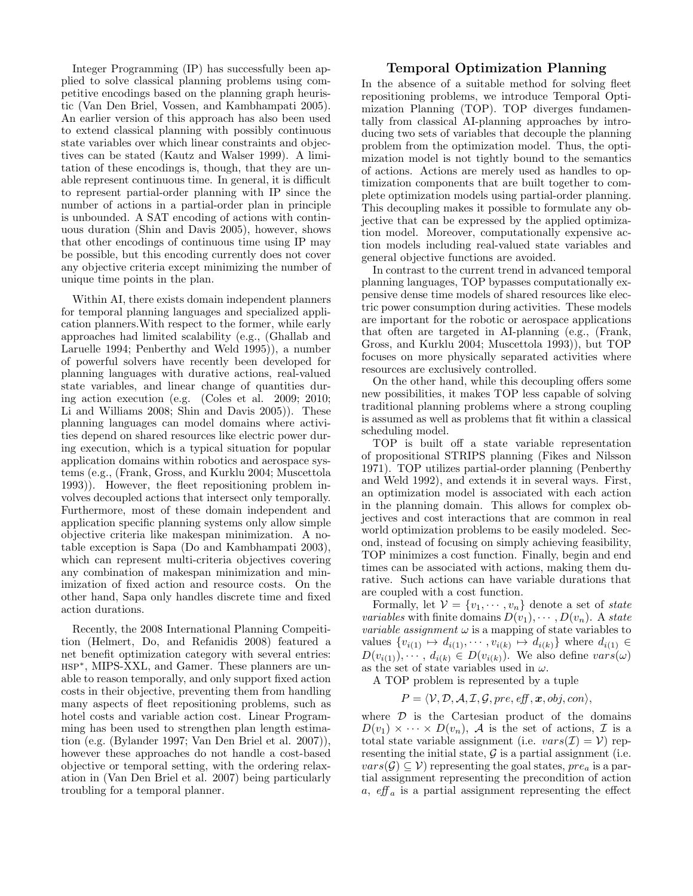Integer Programming (IP) has successfully been applied to solve classical planning problems using competitive encodings based on the planning graph heuristic (Van Den Briel, Vossen, and Kambhampati 2005). An earlier version of this approach has also been used to extend classical planning with possibly continuous state variables over which linear constraints and objectives can be stated (Kautz and Walser 1999). A limitation of these encodings is, though, that they are unable represent continuous time. In general, it is difficult to represent partial-order planning with IP since the number of actions in a partial-order plan in principle is unbounded. A SAT encoding of actions with continuous duration (Shin and Davis 2005), however, shows that other encodings of continuous time using IP may be possible, but this encoding currently does not cover any objective criteria except minimizing the number of unique time points in the plan.

Within AI, there exists domain independent planners for temporal planning languages and specialized application planners.With respect to the former, while early approaches had limited scalability (e.g., (Ghallab and Laruelle 1994; Penberthy and Weld 1995)), a number of powerful solvers have recently been developed for planning languages with durative actions, real-valued state variables, and linear change of quantities during action execution (e.g. (Coles et al. 2009; 2010; Li and Williams 2008; Shin and Davis 2005)). These planning languages can model domains where activities depend on shared resources like electric power during execution, which is a typical situation for popular application domains within robotics and aerospace systems (e.g., (Frank, Gross, and Kurklu 2004; Muscettola 1993)). However, the fleet repositioning problem involves decoupled actions that intersect only temporally. Furthermore, most of these domain independent and application specific planning systems only allow simple objective criteria like makespan minimization. A notable exception is Sapa (Do and Kambhampati 2003), which can represent multi-criteria objectives covering any combination of makespan minimization and minimization of fixed action and resource costs. On the other hand, Sapa only handles discrete time and fixed action durations.

Recently, the 2008 International Planning Compeitition (Helmert, Do, and Refanidis 2008) featured a net benefit optimization category with several entries: HSP*, MIPS-XXL, and Gamer. These planners are unable to reason temporally, and only support fixed action costs in their objective, preventing them from handling many aspects of fleet repositioning problems, such as hotel costs and variable action cost. Linear Programming has been used to strengthen plan length estimation (e.g. (Bylander 1997; Van Den Briel et al. 2007)), however these approaches do not handle a cost-based objective or temporal setting, with the ordering relaxation in (Van Den Briel et al. 2007) being particularly troubling for a temporal planner.

## Temporal Optimization Planning

In the absence of a suitable method for solving fleet repositioning problems, we introduce Temporal Optimization Planning (TOP). TOP diverges fundamentally from classical AI-planning approaches by introducing two sets of variables that decouple the planning problem from the optimization model. Thus, the optimization model is not tightly bound to the semantics of actions. Actions are merely used as handles to optimization components that are built together to complete optimization models using partial-order planning. This decoupling makes it possible to formulate any objective that can be expressed by the applied optimization model. Moreover, computationally expensive action models including real-valued state variables and general objective functions are avoided.

In contrast to the current trend in advanced temporal planning languages, TOP bypasses computationally expensive dense time models of shared resources like electric power consumption during activities. These models are important for the robotic or aerospace applications that often are targeted in AI-planning (e.g., (Frank, Gross, and Kurklu 2004; Muscettola 1993)), but TOP focuses on more physically separated activities where resources are exclusively controlled.

On the other hand, while this decoupling offers some new possibilities, it makes TOP less capable of solving traditional planning problems where a strong coupling is assumed as well as problems that fit within a classical scheduling model.

TOP is built off a state variable representation of propositional STRIPS planning (Fikes and Nilsson 1971). TOP utilizes partial-order planning (Penberthy and Weld 1992), and extends it in several ways. First, an optimization model is associated with each action in the planning domain. This allows for complex objectives and cost interactions that are common in real world optimization problems to be easily modeled. Second, instead of focusing on simply achieving feasibility, TOP minimizes a cost function. Finally, begin and end times can be associated with actions, making them durative. Such actions can have variable durations that are coupled with a cost function.

Formally, let $\mathcal{V} = \{v_1, \cdots, v_n\}$ denote a set of *state variables* with finite domains $D(v_1), \cdots, D(v_n)$. A *state variable assignment* $\omega$ is a mapping of state variables to values $\{v_{i(1)} \mapsto d_{i(1)}, \cdots, v_{i(k)} \mapsto d_{i(k)}\}$ where $d_{i(1)} \in D(v_{i(1)}), \cdots, d_{i(k)} \in D(v_{i(k)})$. We also define $vars(\omega)$ as the set of state variables used in $\omega$.

A TOP problem is represented by a tuple

$$P = \langle \mathcal{V}, \mathcal{D}, \mathcal{A}, \mathcal{I}, \mathcal{G}, pre, eff, \boldsymbol{x}, obj, con \rangle,$$

where $\mathcal{D}$ is the Cartesian product of the domains $D(v_1) \times \cdots \times D(v_n)$, $\mathcal{A}$ is the set of actions, $\mathcal{I}$ is a total state variable assignment (i.e. $vars(\mathcal{I}) = \mathcal{V}$) representing the initial state, $\mathcal{G}$ is a partial assignment (i.e. $vars(\mathcal{G}) \subseteq \mathcal{V}$) representing the goal states, $pre_a$ is a partial assignment representing the precondition of action $a$, $eff_a$ is a partial assignment representing the effect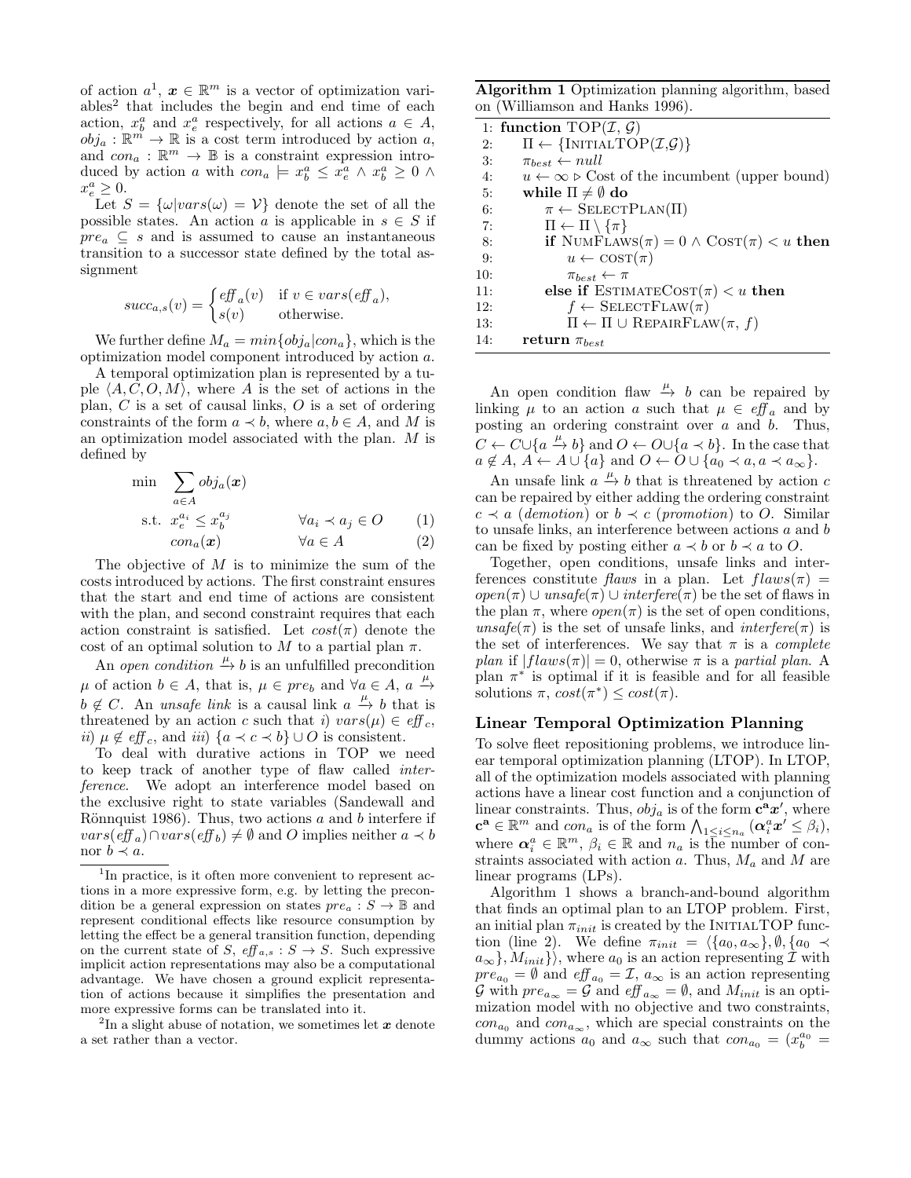of action $a$[1], $\boldsymbol{x} \in \mathbb{R}^m$ is a vector of optimization variables[2] that includes the begin and end time of each action, $x^a_b$ and $x^a_e$ respectively, for all actions $a \in A$, $obj_a : \mathbb{R}^m \to \mathbb{R}$ is a cost term introduced by action $a$, and $con_a : \mathbb{R}^m \to \mathbb{B}$ is a constraint expression introduced by action $a$ with $con_a \models x^a_b \leq x^a_e \wedge x^a_b \geq 0 \wedge x^a_e \geq 0$.

Let $S = \{\omega | vars(\omega) = \mathcal{V}\}$ denote the set of all the possible states. An action $a$ is applicable in $s \in S$ if $pre_a \subseteq s$ and is assumed to cause an instantaneous transition to a successor state defined by the total assignment

$$succ_{a,s}(v) = \begin{cases} eff_a(v) & \text{if } v \in vars(eff_a), \\ s(v) & \text{otherwise.} \end{cases}$$

We further define $M_a = min\{obj_a | con_a\}$, which is the optimization model component introduced by action $a$.

A temporal optimization plan is represented by a tuple $\langle A, C, O, M \rangle$, where $A$ is the set of actions in the plan, $C$ is a set of causal links, $O$ is a set of ordering constraints of the form $a \prec b$, where $a, b \in A$, and $M$ is an optimization model associated with the plan. $M$ is defined by

$$\begin{aligned} \min \quad & \sum_{a \in A} obj_a(\boldsymbol{x}) & & \\ \text{s.t.} \quad & x^{a_i}_e \leq x^{a_j}_b & \forall a_i \prec a_j \in O & \quad (1) \\ & con_a(\boldsymbol{x}) & \forall a \in A & \quad (2) \end{aligned}$$

The objective of $M$ is to minimize the sum of the costs introduced by actions. The first constraint ensures that the start and end time of actions are consistent with the plan, and second constraint requires that each action constraint is satisfied. Let $cost(\pi)$ denote the cost of an optimal solution to $M$ to a partial plan $\pi$.

An *open condition* $\xrightarrow{\mu} b$ is an unfulfilled precondition $\mu$ of action $b \in A$, that is, $\mu \in pre_b$ and $\forall a \in A$, $a \xrightarrow{\mu} b \notin C$. An *unsafe link* is a causal link $a \xrightarrow{\mu} b$ that is threatened by an action $c$ such that *i)* $vars(\mu) \in eff_c$, *ii)* $\mu \notin eff_c$, and *iii)* $\{a \prec c \prec b\} \cup O$ is consistent.

To deal with durative actions in TOP we need to keep track of another type of flaw called *interference*. We adopt an interference model based on the exclusive right to state variables (Sandewall and Rönnquist 1986). Thus, two actions $a$ and $b$ interfere if $vars(eff_a) \cap vars(eff_b) \neq \emptyset$ and $O$ implies neither $a \prec b$ nor $b \prec a$.

[1] In practice, is it often more convenient to represent actions in a more expressive form, e.g. by letting the precondition be a general expression on states $pre_a : S \to \mathbb{B}$ and represent conditional effects like resource consumption by letting the effect be a general transition function, depending on the current state of $S$, $eff_{a,s} : S \to S$. Such expressive implicit action representations may also be a computational advantage. We have chosen a ground explicit representation of actions because it simplifies the presentation and more expressive forms can be translated into it.

[2] In a slight abuse of notation, we sometimes let $\boldsymbol{x}$ denote a set rather than a vector.

**Algorithm 1** Optimization planning algorithm, based on (Williamson and Hanks 1996).

```
1:  function TOP(I, G)
2:      Π ← {INITIALTOP(I,G)}
3:      π_best ← null
4:      u ← ∞ ▷ Cost of the incumbent (upper bound)
5:      while Π ≠ ∅ do
6:          π ← SELECTPLAN(Π)
7:          Π ← Π \ {π}
8:          if NUMFLAWS(π) = 0 ∧ COST(π) < u then
9:              u ← COST(π)
10:             π_best ← π
11:         else if ESTIMATECOST(π) < u then
12:             f ← SELECTFLAW(π)
13:             Π ← Π ∪ REPAIRFLAW(π, f)
14:     return π_best
```

An open condition flaw $\xrightarrow{\mu} b$ can be repaired by linking $\mu$ to an action $a$ such that $\mu \in eff_a$ and by posting an ordering constraint over $a$ and $b$. Thus, $C \leftarrow C \cup \{a \xrightarrow{\mu} b\}$ and $O \leftarrow O \cup \{a \prec b\}$. In the case that $a \notin A$, $A \leftarrow A \cup \{a\}$ and $O \leftarrow O \cup \{a_0 \prec a, a \prec a_\infty\}$.

An unsafe link $a \xrightarrow{\mu} b$ that is threatened by action $c$ can be repaired by either adding the ordering constraint $c \prec a$ (*demotion*) or $b \prec c$ (*promotion*) to $O$. Similar to unsafe links, an interference between actions $a$ and $b$ can be fixed by posting either $a \prec b$ or $b \prec a$ to $O$.

Together, open conditions, unsafe links and interferences constitute *flaws* in a plan. Let $flaws(\pi) = open(\pi) \cup unsafe(\pi) \cup interfere(\pi)$ be the set of flaws in the plan $\pi$, where $open(\pi)$ is the set of open conditions, $unsafe(\pi)$ is the set of unsafe links, and $interfere(\pi)$ is the set of interferences. We say that $\pi$ is a *complete plan* if $|flaws(\pi)| = 0$, otherwise $\pi$ is a *partial plan*. A plan $\pi^*$ is optimal if it is feasible and for all feasible solutions $\pi$, $cost(\pi^*) \leq cost(\pi)$.

## Linear Temporal Optimization Planning

To solve fleet repositioning problems, we introduce linear temporal optimization planning (LTOP). In LTOP, all of the optimization models associated with planning actions have a linear cost function and a conjunction of linear constraints. Thus, $obj_a$ is of the form $\mathbf{c^a} \boldsymbol{x}'$, where $\mathbf{c^a} \in \mathbb{R}^m$ and $con_a$ is of the form $\bigwedge_{1 \leq i \leq n_a} (\boldsymbol{\alpha}^a_i \boldsymbol{x}' \leq \beta_i)$, where $\boldsymbol{\alpha}^a_i \in \mathbb{R}^m$, $\beta_i \in \mathbb{R}$ and $n_a$ is the number of constraints associated with action $a$. Thus, $M_a$ and $M$ are linear programs (LPs).

Algorithm 1 shows a branch-and-bound algorithm that finds an optimal plan to an LTOP problem. First, an initial plan $\pi_{init}$ is created by the INITIALTOP function (line 2). We define $\pi_{init} = \langle \{a_0, a_\infty\}, \emptyset, \{a_0 \prec a_\infty\}, M_{init} \} \rangle$, where $a_0$ is an action representing $\mathcal{I}$ with $pre_{a_0} = \emptyset$ and $eff_{a_0} = \mathcal{I}$, $a_\infty$ is an action representing $\mathcal{G}$ with $pre_{a_\infty} = \mathcal{G}$ and $eff_{a_\infty} = \emptyset$, and $M_{init}$ is an optimization model with no objective and two constraints, $con_{a_0}$ and $con_{a_\infty}$, which are special constraints on the dummy actions $a_0$ and $a_\infty$ such that $con_{a_0} = (x^{a_0}_b =$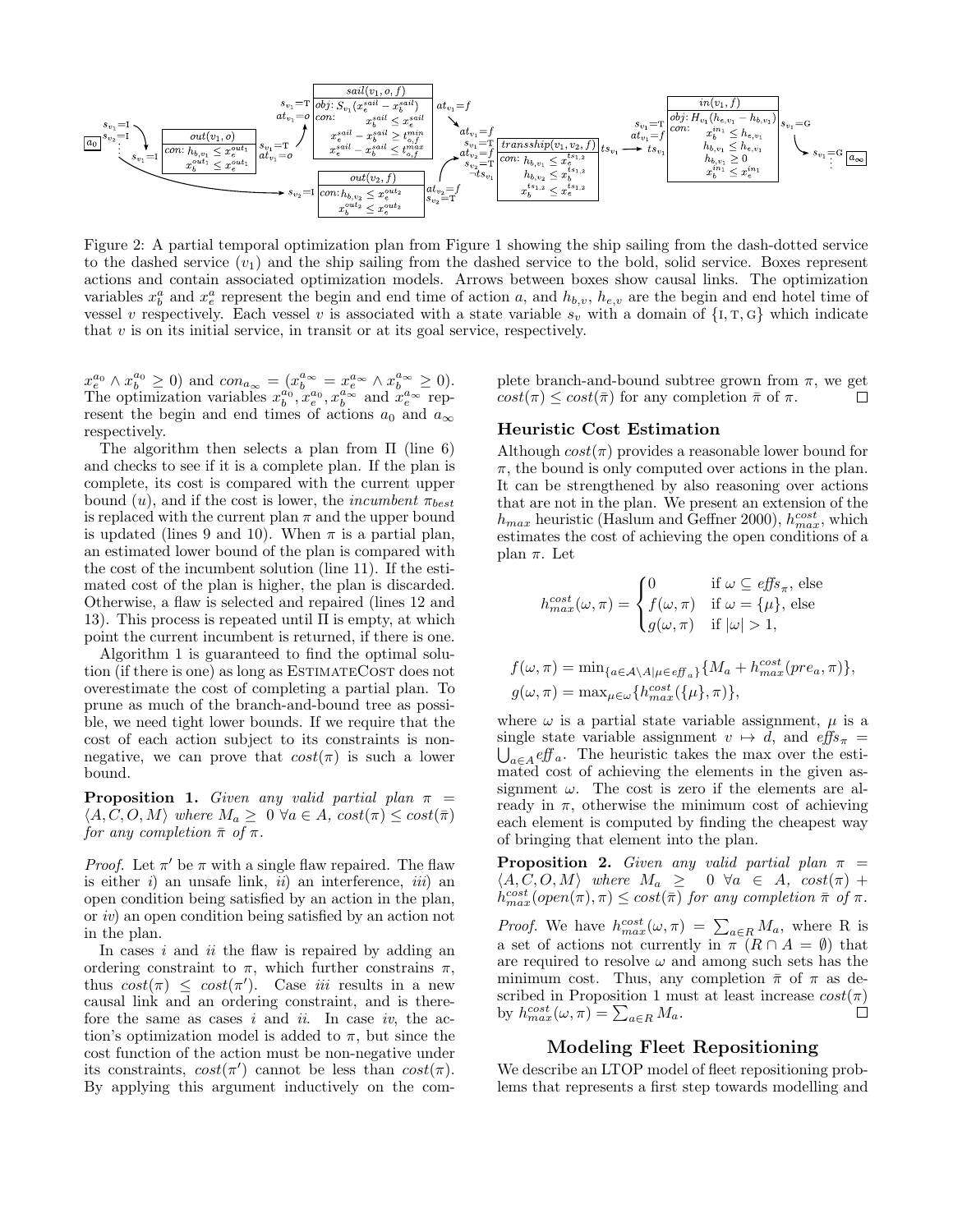Figure 2: A partial temporal optimization plan from Figure 1 showing the ship sailing from the dash-dotted service to the dashed service ($v_1$) and the ship sailing from the dashed service to the bold, solid service. Boxes represent actions and contain associated optimization models. Arrows between boxes show causal links. The optimization variables $x^a_b$ and $x^a_e$ represent the begin and end time of action $a$, and $h_{b,v}$, $h_{e,v}$ are the begin and end hotel time of vessel $v$ respectively. Each vessel $v$ is associated with a state variable $s_v$ with a domain of $\{\text{I}, \text{T}, \text{G}\}$ which indicate that $v$ is on its initial service, in transit or at its goal service, respectively.

$x^{a_0}_e \wedge x^{a_0}_b \geq 0)$ and $con_{a_\infty} = (x^{a_\infty}_b = x^{a_\infty}_e \wedge x^{a_\infty}_b \geq 0)$. The optimization variables $x^{a_0}_b, x^{a_0}_e, x^{a_\infty}_b$ and $x^{a_\infty}_e$ represent the begin and end times of actions $a_0$ and $a_\infty$ respectively.

The algorithm then selects a plan from $\Pi$ (line 6) and checks to see if it is a complete plan. If the plan is complete, its cost is compared with the current upper bound ($u$), and if the cost is lower, the *incumbent* $\pi_{best}$ is replaced with the current plan $\pi$ and the upper bound is updated (lines 9 and 10). When $\pi$ is a partial plan, an estimated lower bound of the plan is compared with the cost of the incumbent solution (line 11). If the estimated cost of the plan is higher, the plan is discarded. Otherwise, a flaw is selected and repaired (lines 12 and 13). This process is repeated until $\Pi$ is empty, at which point the current incumbent is returned, if there is one.

Algorithm 1 is guaranteed to find the optimal solution (if there is one) as long as EstimateCost does not overestimate the cost of completing a partial plan. To prune as much of the branch-and-bound tree as possible, we need tight lower bounds. If we require that the cost of each action subject to its constraints is non-negative, we can prove that $cost(\pi)$ is such a lower bound.

**Proposition 1.** *Given any valid partial plan* $\pi = \langle A, C, O, M\rangle$ *where* $M_a \geq 0 \ \forall a \in A$, $cost(\pi) \leq cost(\bar{\pi})$ *for any completion* $\bar{\pi}$ *of* $\pi$.

*Proof.* Let $\pi'$ be $\pi$ with a single flaw repaired. The flaw is either *i*) an unsafe link, *ii*) an interference, *iii*) an open condition being satisfied by an action in the plan, or *iv*) an open condition being satisfied by an action not in the plan.

In cases *i* and *ii* the flaw is repaired by adding an ordering constraint to $\pi$, which further constrains $\pi$, thus $cost(\pi) \leq cost(\pi')$. Case *iii* results in a new causal link and an ordering constraint, and is therefore the same as cases *i* and *ii*. In case *iv*, the action's optimization model is added to $\pi$, but since the cost function of the action must be non-negative under its constraints, $cost(\pi')$ cannot be less than $cost(\pi)$. By applying this argument inductively on the complete branch-and-bound subtree grown from $\pi$, we get $cost(\pi) \leq cost(\bar{\pi})$ for any completion $\bar{\pi}$ of $\pi$. □

### Heuristic Cost Estimation

Although $cost(\pi)$ provides a reasonable lower bound for $\pi$, the bound is only computed over actions in the plan. It can be strengthened by also reasoning over actions that are not in the plan. We present an extension of the $h_{max}$ heuristic (Haslum and Geffner 2000), $h^{cost}_{max}$, which estimates the cost of achieving the open conditions of a plan $\pi$. Let

$$h^{cost}_{max}(\omega, \pi) = \begin{cases} 0 & \text{if } \omega \subseteq \mathit{effs}_\pi, \text{ else} \\ f(\omega, \pi) & \text{if } \omega = \{\mu\}, \text{ else} \\ g(\omega, \pi) & \text{if } |\omega| > 1, \end{cases}$$

$$f(\omega, \pi) = \min_{\{a \in \mathcal{A} \setminus A | \mu \in \mathit{eff}_a\}} \{M_a + h^{cost}_{max}(pre_a, \pi)\},$$
$$g(\omega, \pi) = \max_{\mu \in \omega} \{h^{cost}_{max}(\{\mu\}, \pi)\},$$

where $\omega$ is a partial state variable assignment, $\mu$ is a single state variable assignment $v \mapsto d$, and $\mathit{effs}_\pi = \bigcup_{a \in A} \mathit{eff}_a$. The heuristic takes the max over the estimated cost of achieving the elements in the given assignment $\omega$. The cost is zero if the elements are already in $\pi$, otherwise the minimum cost of achieving each element is computed by finding the cheapest way of bringing that element into the plan.

**Proposition 2.** *Given any valid partial plan* $\pi = \langle A, C, O, M\rangle$ *where* $M_a \geq 0 \ \forall a \in A$, $cost(\pi) + h^{cost}_{max}(open(\pi), \pi) \leq cost(\bar{\pi})$ *for any completion* $\bar{\pi}$ *of* $\pi$.

*Proof.* We have $h^{cost}_{max}(\omega, \pi) = \sum_{a \in R} M_a$, where R is a set of actions not currently in $\pi$ ($R \cap A = \emptyset$) that are required to resolve $\omega$ and among such sets has the minimum cost. Thus, any completion $\bar{\pi}$ of $\pi$ as described in Proposition 1 must at least increase $cost(\pi)$ by $h^{cost}_{max}(\omega, \pi) = \sum_{a \in R} M_a$. □

## Modeling Fleet Repositioning

We describe an LTOP model of fleet repositioning problems that represents a first step towards modelling and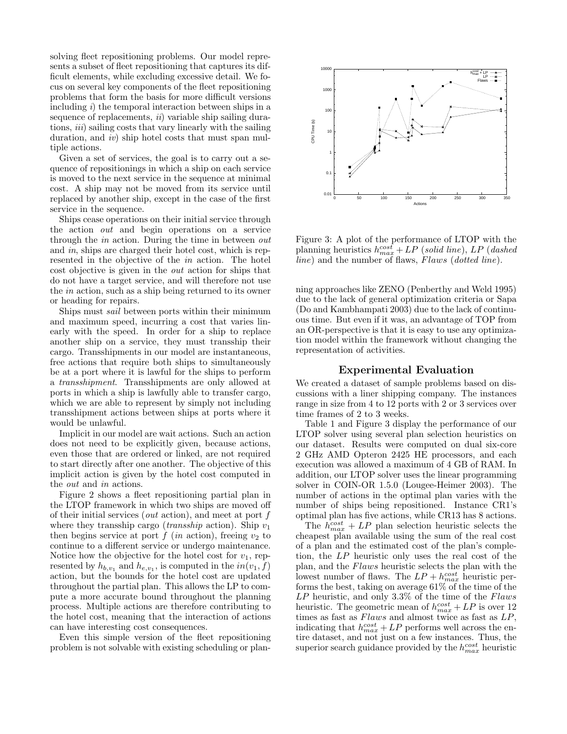solving fleet repositioning problems. Our model represents a subset of fleet repositioning that captures its difficult elements, while excluding excessive detail. We focus on several key components of the fleet repositioning problems that form the basis for more difficult versions including *i*) the temporal interaction between ships in a sequence of replacements, *ii*) variable ship sailing durations, *iii*) sailing costs that vary linearly with the sailing duration, and *iv*) ship hotel costs that must span multiple actions.

Given a set of services, the goal is to carry out a sequence of repositionings in which a ship on each service is moved to the next service in the sequence at minimal cost. A ship may not be moved from its service until replaced by another ship, except in the case of the first service in the sequence.

Ships cease operations on their initial service through the action *out* and begin operations on a service through the *in* action. During the time in between *out* and *in*, ships are charged their hotel cost, which is represented in the objective of the *in* action. The hotel cost objective is given in the *out* action for ships that do not have a target service, and will therefore not use the *in* action, such as a ship being returned to its owner or heading for repairs.

Ships must *sail* between ports within their minimum and maximum speed, incurring a cost that varies linearly with the speed. In order for a ship to replace another ship on a service, they must transship their cargo. Transshipments in our model are instantaneous, free actions that require both ships to simultaneously be at a port where it is lawful for the ships to perform a *transshipment*. Transshipments are only allowed at ports in which a ship is lawfully able to transfer cargo, which we are able to represent by simply not including transshipment actions between ships at ports where it would be unlawful.

Implicit in our model are wait actions. Such an action does not need to be explicitly given, because actions, even those that are ordered or linked, are not required to start directly after one another. The objective of this implicit action is given by the hotel cost computed in the *out* and *in* actions.

Figure 2 shows a fleet repositioning partial plan in the LTOP framework in which two ships are moved off of their initial services (*out* action), and meet at port $f$ where they transship cargo (*transship* action). Ship $v_1$ then begins service at port $f$ (*in* action), freeing $v_2$ to continue to a different service or undergo maintenance. Notice how the objective for the hotel cost for $v_1$, represented by $h_{b,v_1}$ and $h_{e,v_1}$, is computed in the $in(v_1, f)$ action, but the bounds for the hotel cost are updated throughout the partial plan. This allows the LP to compute a more accurate bound throughout the planning process. Multiple actions are therefore contributing to the hotel cost, meaning that the interaction of actions can have interesting cost consequences.

Even this simple version of the fleet repositioning problem is not solvable with existing scheduling or planning approaches like ZENO (Penberthy and Weld 1995) due to the lack of general optimization criteria or Sapa (Do and Kambhampati 2003) due to the lack of continuous time. But even if it was, an advantage of TOP from an OR-perspective is that it is easy to use any optimization model within the framework without changing the representation of activities.

Figure 3: A plot of the performance of LTOP with the planning heuristics $h_{max}^{cost} + LP$ (*solid line*), $LP$ (*dashed line*) and the number of flaws, $Flaws$ (*dotted line*).

## Experimental Evaluation

We created a dataset of sample problems based on discussions with a liner shipping company. The instances range in size from 4 to 12 ports with 2 or 3 services over time frames of 2 to 3 weeks.

Table 1 and Figure 3 display the performance of our LTOP solver using several plan selection heuristics on our dataset. Results were computed on dual six-core 2 GHz AMD Opteron 2425 HE processors, and each execution was allowed a maximum of 4 GB of RAM. In addition, our LTOP solver uses the linear programming solver in COIN-OR 1.5.0 (Lougee-Heimer 2003). The number of actions in the optimal plan varies with the number of ships being repositioned. Instance CR1's optimal plan has five actions, while CR13 has 8 actions.

The $h_{max}^{cost} + LP$ plan selection heuristic selects the cheapest plan available using the sum of the real cost of a plan and the estimated cost of the plan's completion, the $LP$ heuristic only uses the real cost of the plan, and the $Flaws$ heuristic selects the plan with the lowest number of flaws. The $LP + h_{max}^{cost}$ heuristic performs the best, taking on average 61% of the time of the $LP$ heuristic, and only 3.3% of the time of the $Flaws$ heuristic. The geometric mean of $h_{max}^{cost} + LP$ is over 12 times as fast as $Flaws$ and almost twice as fast as $LP$, indicating that $h_{max}^{cost} + LP$ performs well across the entire dataset, and not just on a few instances. Thus, the superior search guidance provided by the $h_{max}^{cost}$ heuristic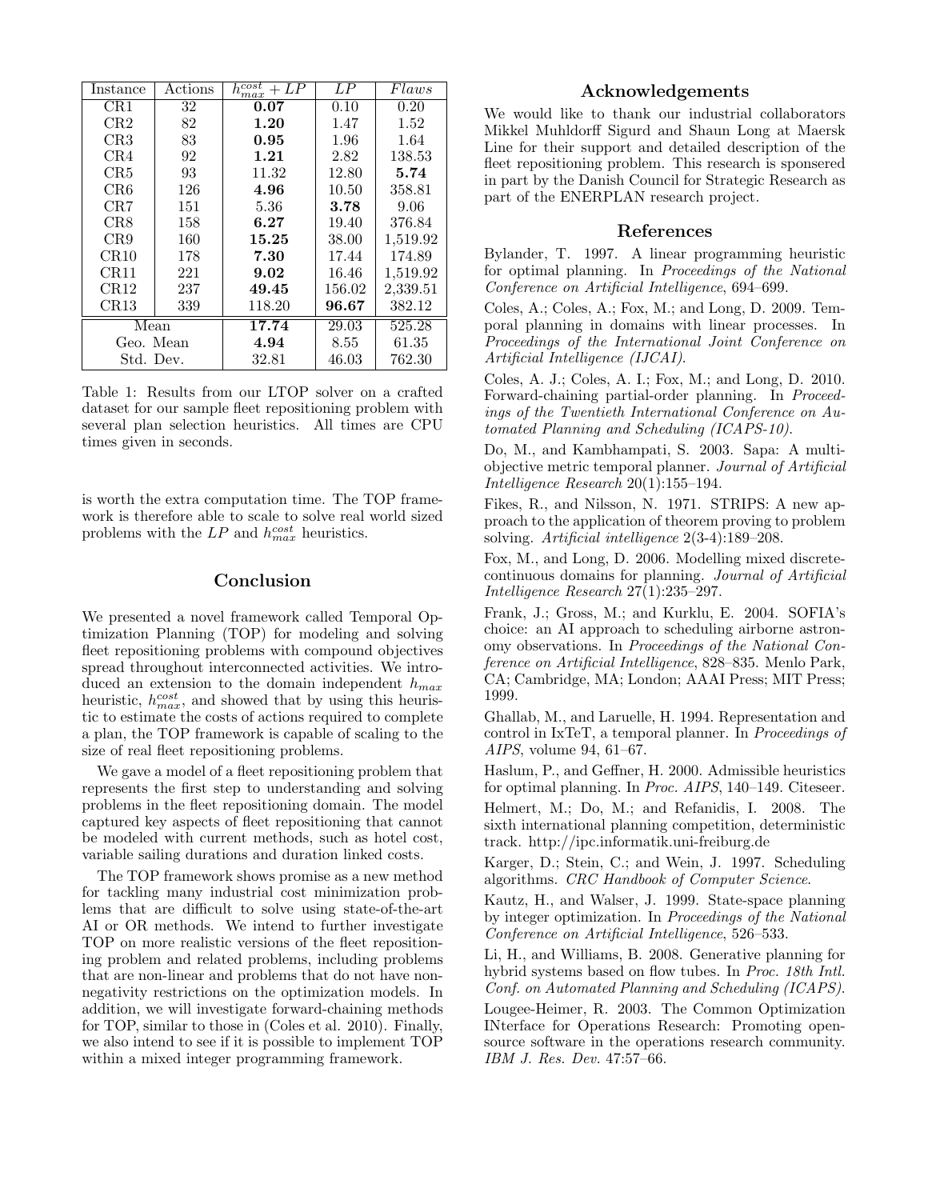| Instance | Actions | $h_{max}^{cost} + LP$ | $LP$ | $Flaws$ |
|---|---|---|---|---|
| CR1 | 32 | **0.07** | 0.10 | 0.20 |
| CR2 | 82 | **1.20** | 1.47 | 1.52 |
| CR3 | 83 | **0.95** | 1.96 | 1.64 |
| CR4 | 92 | **1.21** | 2.82 | 138.53 |
| CR5 | 93 | 11.32 | 12.80 | **5.74** |
| CR6 | 126 | **4.96** | 10.50 | 358.81 |
| CR7 | 151 | 5.36 | **3.78** | 9.06 |
| CR8 | 158 | **6.27** | 19.40 | 376.84 |
| CR9 | 160 | **15.25** | 38.00 | 1,519.92 |
| CR10 | 178 | **7.30** | 17.44 | 174.89 |
| CR11 | 221 | **9.02** | 16.46 | 1,519.92 |
| CR12 | 237 | **49.45** | 156.02 | 2,339.51 |
| CR13 | 339 | 118.20 | **96.67** | 382.12 |
| Mean | | **17.74** | 29.03 | 525.28 |
| Geo. Mean | | **4.94** | 8.55 | 61.35 |
| Std. Dev. | | 32.81 | 46.03 | 762.30 |

Table 1: Results from our LTOP solver on a crafted dataset for our sample fleet repositioning problem with several plan selection heuristics. All times are CPU times given in seconds.

is worth the extra computation time. The TOP framework is therefore able to scale to solve real world sized problems with the $LP$ and $h_{max}^{cost}$ heuristics.

## Conclusion

We presented a novel framework called Temporal Optimization Planning (TOP) for modeling and solving fleet repositioning problems with compound objectives spread throughout interconnected activities. We introduced an extension to the domain independent $h_{max}$ heuristic, $h_{max}^{cost}$, and showed that by using this heuristic to estimate the costs of actions required to complete a plan, the TOP framework is capable of scaling to the size of real fleet repositioning problems.

We gave a model of a fleet repositioning problem that represents the first step to understanding and solving problems in the fleet repositioning domain. The model captured key aspects of fleet repositioning that cannot be modeled with current methods, such as hotel cost, variable sailing durations and duration linked costs.

The TOP framework shows promise as a new method for tackling many industrial cost minimization problems that are difficult to solve using state-of-the-art AI or OR methods. We intend to further investigate TOP on more realistic versions of the fleet repositioning problem and related problems, including problems that are non-linear and problems that do not have non-negativity restrictions on the optimization models. In addition, we will investigate forward-chaining methods for TOP, similar to those in (Coles et al. 2010). Finally, we also intend to see if it is possible to implement TOP within a mixed integer programming framework.

## Acknowledgements

We would like to thank our industrial collaborators Mikkel Muhldorff Sigurd and Shaun Long at Maersk Line for their support and detailed description of the fleet repositioning problem. This research is sponsered in part by the Danish Council for Strategic Research as part of the ENERPLAN research project.

## References

Bylander, T. 1997. A linear programming heuristic for optimal planning. In *Proceedings of the National Conference on Artificial Intelligence*, 694–699.

Coles, A.; Coles, A.; Fox, M.; and Long, D. 2009. Temporal planning in domains with linear processes. In *Proceedings of the International Joint Conference on Artificial Intelligence (IJCAI)*.

Coles, A. J.; Coles, A. I.; Fox, M.; and Long, D. 2010. Forward-chaining partial-order planning. In *Proceedings of the Twentieth International Conference on Automated Planning and Scheduling (ICAPS-10)*.

Do, M., and Kambhampati, S. 2003. Sapa: A multi-objective metric temporal planner. *Journal of Artificial Intelligence Research* 20(1):155–194.

Fikes, R., and Nilsson, N. 1971. STRIPS: A new approach to the application of theorem proving to problem solving. *Artificial intelligence* 2(3-4):189–208.

Fox, M., and Long, D. 2006. Modelling mixed discrete-continuous domains for planning. *Journal of Artificial Intelligence Research* 27(1):235–297.

Frank, J.; Gross, M.; and Kurklu, E. 2004. SOFIA's choice: an AI approach to scheduling airborne astronomy observations. In *Proceedings of the National Conference on Artificial Intelligence*, 828–835. Menlo Park, CA; Cambridge, MA; London; AAAI Press; MIT Press; 1999.

Ghallab, M., and Laruelle, H. 1994. Representation and control in IxTeT, a temporal planner. In *Proceedings of AIPS*, volume 94, 61–67.

Haslum, P., and Geffner, H. 2000. Admissible heuristics for optimal planning. In *Proc. AIPS*, 140–149. Citeseer.

Helmert, M.; Do, M.; and Refanidis, I. 2008. The sixth international planning competition, deterministic track. http://ipc.informatik.uni-freiburg.de

Karger, D.; Stein, C.; and Wein, J. 1997. Scheduling algorithms. *CRC Handbook of Computer Science*.

Kautz, H., and Walser, J. 1999. State-space planning by integer optimization. In *Proceedings of the National Conference on Artificial Intelligence*, 526–533.

Li, H., and Williams, B. 2008. Generative planning for hybrid systems based on flow tubes. In *Proc. 18th Intl. Conf. on Automated Planning and Scheduling (ICAPS)*.

Lougee-Heimer, R. 2003. The Common Optimization INterface for Operations Research: Promoting open-source software in the operations research community. *IBM J. Res. Dev.* 47:57–66.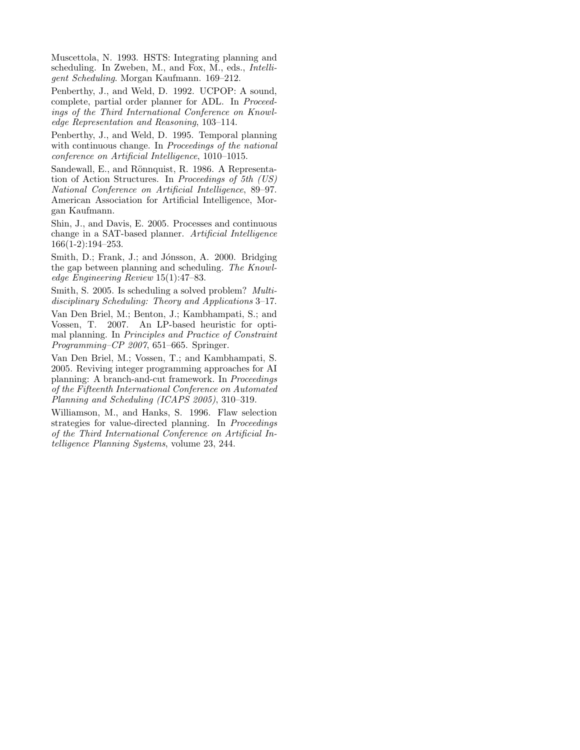Muscettola, N. 1993. HSTS: Integrating planning and scheduling. In Zweben, M., and Fox, M., eds., *Intelligent Scheduling*. Morgan Kaufmann. 169–212.

Penberthy, J., and Weld, D. 1992. UCPOP: A sound, complete, partial order planner for ADL. In *Proceedings of the Third International Conference on Knowledge Representation and Reasoning*, 103–114.

Penberthy, J., and Weld, D. 1995. Temporal planning with continuous change. In *Proceedings of the national conference on Artificial Intelligence*, 1010–1015.

Sandewall, E., and Rönnquist, R. 1986. A Representation of Action Structures. In *Proceedings of 5th (US) National Conference on Artificial Intelligence*, 89–97. American Association for Artificial Intelligence, Morgan Kaufmann.

Shin, J., and Davis, E. 2005. Processes and continuous change in a SAT-based planner. *Artificial Intelligence* 166(1-2):194–253.

Smith, D.; Frank, J.; and Jónsson, A. 2000. Bridging the gap between planning and scheduling. *The Knowledge Engineering Review* 15(1):47–83.

Smith, S. 2005. Is scheduling a solved problem? *Multidisciplinary Scheduling: Theory and Applications* 3–17.

Van Den Briel, M.; Benton, J.; Kambhampati, S.; and Vossen, T. 2007. An LP-based heuristic for optimal planning. In *Principles and Practice of Constraint Programming–CP 2007*, 651–665. Springer.

Van Den Briel, M.; Vossen, T.; and Kambhampati, S. 2005. Reviving integer programming approaches for AI planning: A branch-and-cut framework. In *Proceedings of the Fifteenth International Conference on Automated Planning and Scheduling (ICAPS 2005)*, 310–319.

Williamson, M., and Hanks, S. 1996. Flaw selection strategies for value-directed planning. In *Proceedings of the Third International Conference on Artificial Intelligence Planning Systems*, volume 23, 244.